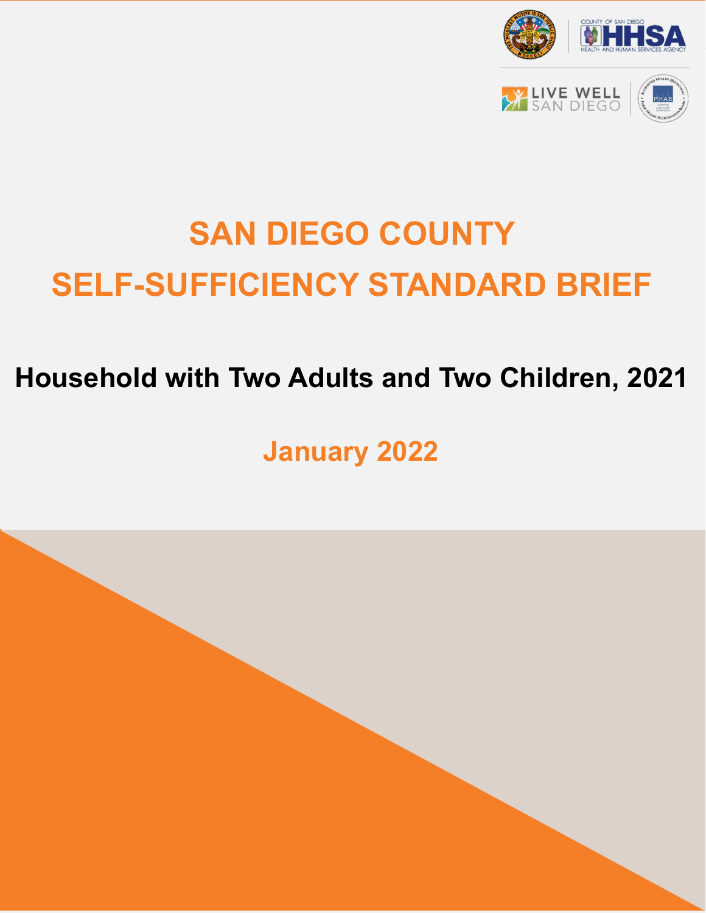# SAN DIEGO COUNTY SELF-SUFFICIENCY STANDARD BRIEF

## Household with Two Adults and Two Children, 2021

### January 2022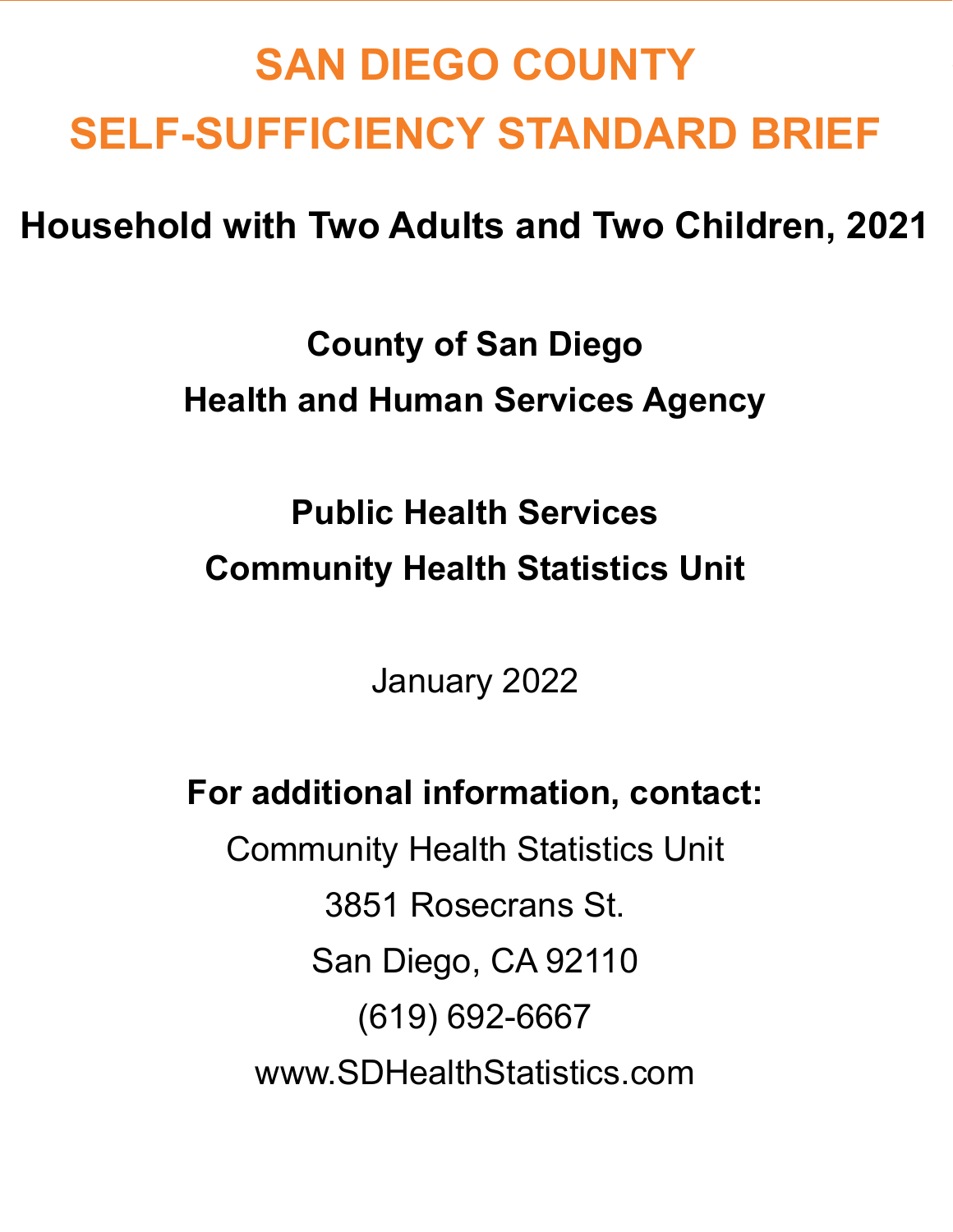# SAN DIEGO COUNTY
# SELF-SUFFICIENCY STANDARD BRIEF

## Household with Two Adults and Two Children, 2021

**County of San Diego**

**Health and Human Services Agency**

**Public Health Services**

**Community Health Statistics Unit**

January 2022

**For additional information, contact:**

Community Health Statistics Unit

3851 Rosecrans St.

San Diego, CA 92110

(619) 692-6667

www.SDHealthStatistics.com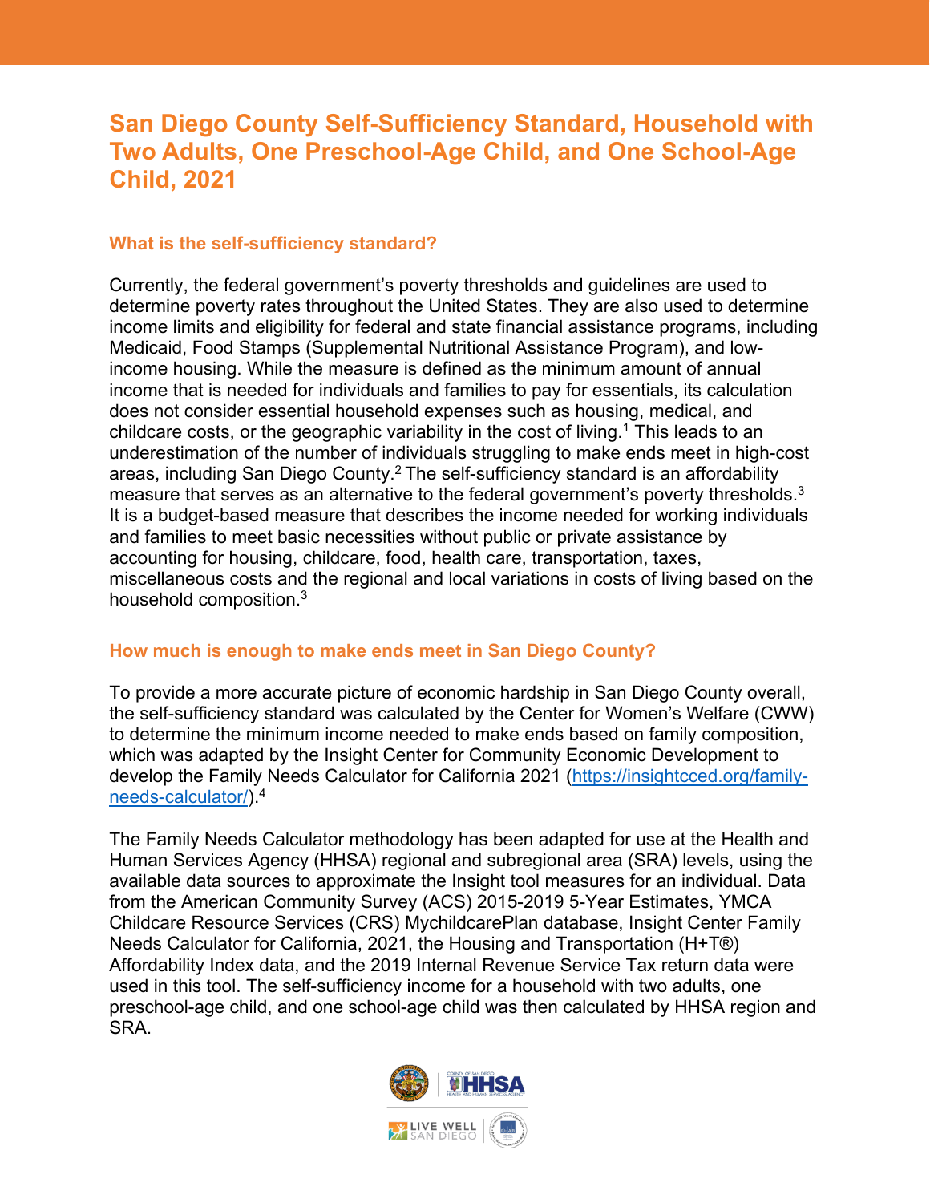# San Diego County Self-Sufficiency Standard, Household with Two Adults, One Preschool-Age Child, and One School-Age Child, 2021

## What is the self-sufficiency standard?

Currently, the federal government's poverty thresholds and guidelines are used to determine poverty rates throughout the United States. They are also used to determine income limits and eligibility for federal and state financial assistance programs, including Medicaid, Food Stamps (Supplemental Nutritional Assistance Program), and low-income housing. While the measure is defined as the minimum amount of annual income that is needed for individuals and families to pay for essentials, its calculation does not consider essential household expenses such as housing, medical, and childcare costs, or the geographic variability in the cost of living.[1] This leads to an underestimation of the number of individuals struggling to make ends meet in high-cost areas, including San Diego County.[2] The self-sufficiency standard is an affordability measure that serves as an alternative to the federal government's poverty thresholds.[3] It is a budget-based measure that describes the income needed for working individuals and families to meet basic necessities without public or private assistance by accounting for housing, childcare, food, health care, transportation, taxes, miscellaneous costs and the regional and local variations in costs of living based on the household composition.[3]

## How much is enough to make ends meet in San Diego County?

To provide a more accurate picture of economic hardship in San Diego County overall, the self-sufficiency standard was calculated by the Center for Women's Welfare (CWW) to determine the minimum income needed to make ends based on family composition, which was adapted by the Insight Center for Community Economic Development to develop the Family Needs Calculator for California 2021 (https://insightcced.org/family-needs-calculator/).[4]

The Family Needs Calculator methodology has been adapted for use at the Health and Human Services Agency (HHSA) regional and subregional area (SRA) levels, using the available data sources to approximate the Insight tool measures for an individual. Data from the American Community Survey (ACS) 2015-2019 5-Year Estimates, YMCA Childcare Resource Services (CRS) MychildcarePlan database, Insight Center Family Needs Calculator for California, 2021, the Housing and Transportation (H+T®) Affordability Index data, and the 2019 Internal Revenue Service Tax return data were used in this tool. The self-sufficiency income for a household with two adults, one preschool-age child, and one school-age child was then calculated by HHSA region and SRA.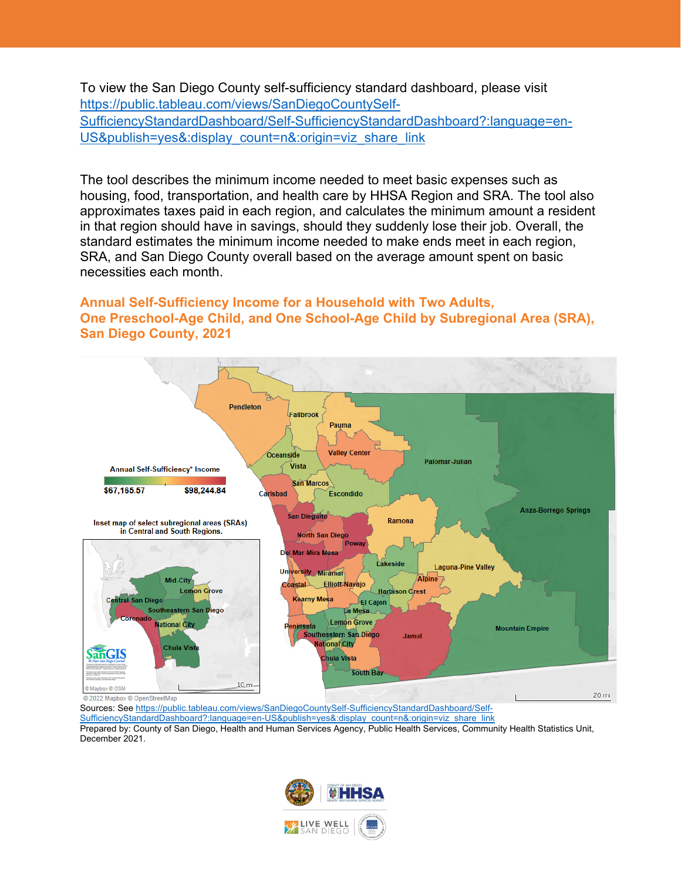To view the San Diego County self-sufficiency standard dashboard, please visit https://public.tableau.com/views/SanDiegoCountySelf-SufficiencyStandardDashboard/Self-SufficiencyStandardDashboard?:language=en-US&publish=yes&:display_count=n&:origin=viz_share_link

The tool describes the minimum income needed to meet basic expenses such as housing, food, transportation, and health care by HHSA Region and SRA. The tool also approximates taxes paid in each region, and calculates the minimum amount a resident in that region should have in savings, should they suddenly lose their job. Overall, the standard estimates the minimum income needed to make ends meet in each region, SRA, and San Diego County overall based on the average amount spent on basic necessities each month.

## Annual Self-Sufficiency Income for a Household with Two Adults, One Preschool-Age Child, and One School-Age Child by Subregional Area (SRA), San Diego County, 2021

Annual Self-Sufficiency* Income

$67,165.57 — $98,244.84

Inset map of select subregional areas (SRAs) in Central and South Regions.

Pendleton, Fallbrook, Pauma, Valley Center, Oceanside, Vista, San Marcos, Carlsbad, Escondido, Palomar-Julian, Anza-Borrego Springs, San Dieguito, North San Diego, Ramona, Poway, Del Mar-Mira Mesa, University, Miramar, Lakeside, Laguna-Pine Valley, Alpine, Coastal, Elliott-Navajo, Harbison Crest, Kearny Mesa, El Cajon, La Mesa, Lemon Grove, Peninsula, Southeastern San Diego, National City, Jamul, Mountain Empire, Chula Vista, South Bay, Mid-City, Central San Diego, Coronado

© 2022 Mapbox © OpenStreetMap

Sources: See https://public.tableau.com/views/SanDiegoCountySelf-SufficiencyStandardDashboard/Self-SufficiencyStandardDashboard?:language=en-US&publish=yes&:display_count=n&:origin=viz_share_link

Prepared by: County of San Diego, Health and Human Services Agency, Public Health Services, Community Health Statistics Unit, December 2021.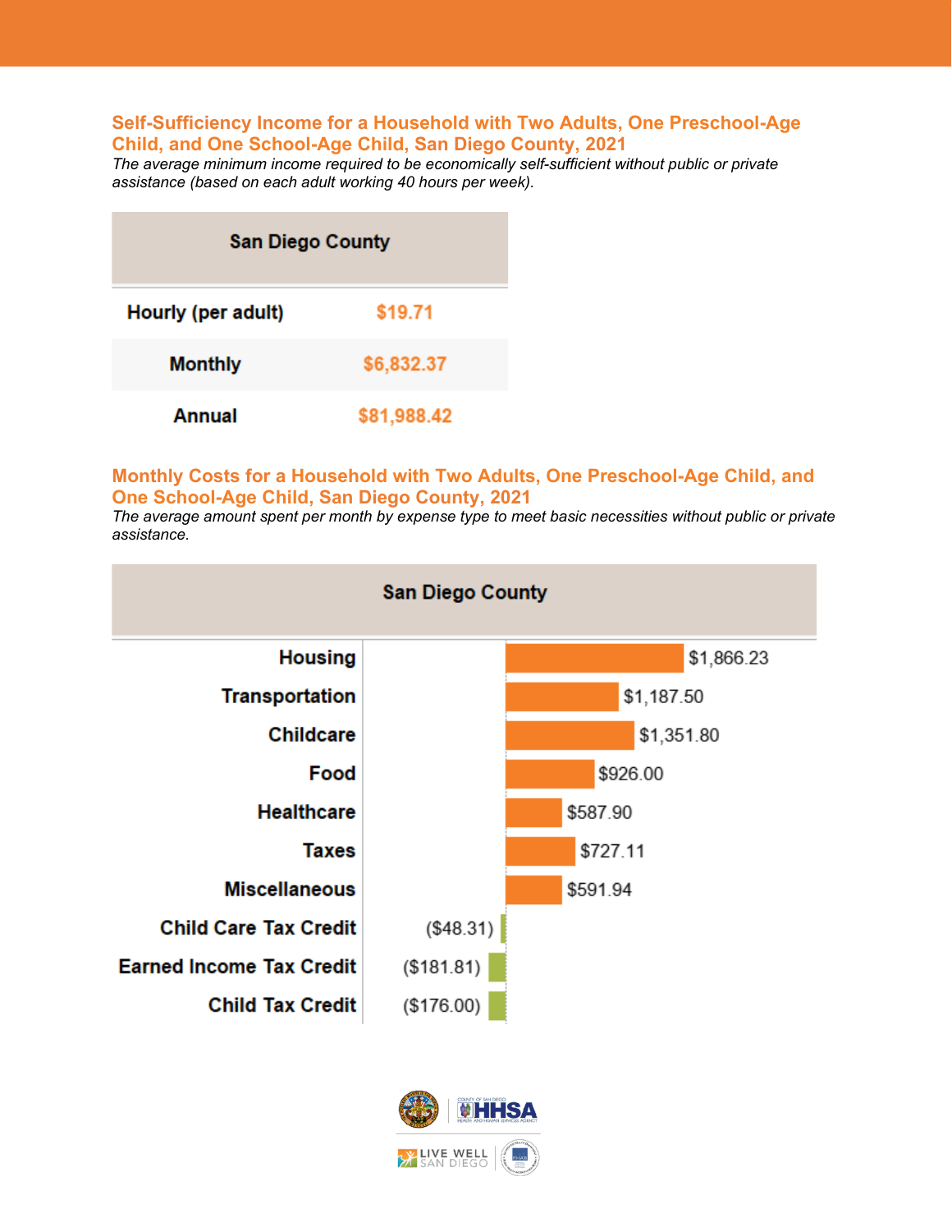### Self-Sufficiency Income for a Household with Two Adults, One Preschool-Age Child, and One School-Age Child, San Diego County, 2021

*The average minimum income required to be economically self-sufficient without public or private assistance (based on each adult working 40 hours per week).*

| | San Diego County |
|---|---|
| **Hourly (per adult)** | $19.71 |
| **Monthly** | $6,832.37 |
| **Annual** | $81,988.42 |

### Monthly Costs for a Household with Two Adults, One Preschool-Age Child, and One School-Age Child, San Diego County, 2021

*The average amount spent per month by expense type to meet basic necessities without public or private assistance.*

| | San Diego County |
|---|---|
| **Housing** | $1,866.23 |
| **Transportation** | $1,187.50 |
| **Childcare** | $1,351.80 |
| **Food** | $926.00 |
| **Healthcare** | $587.90 |
| **Taxes** | $727.11 |
| **Miscellaneous** | $591.94 |
| **Child Care Tax Credit** | ($48.31) |
| **Earned Income Tax Credit** | ($181.81) |
| **Child Tax Credit** | ($176.00) |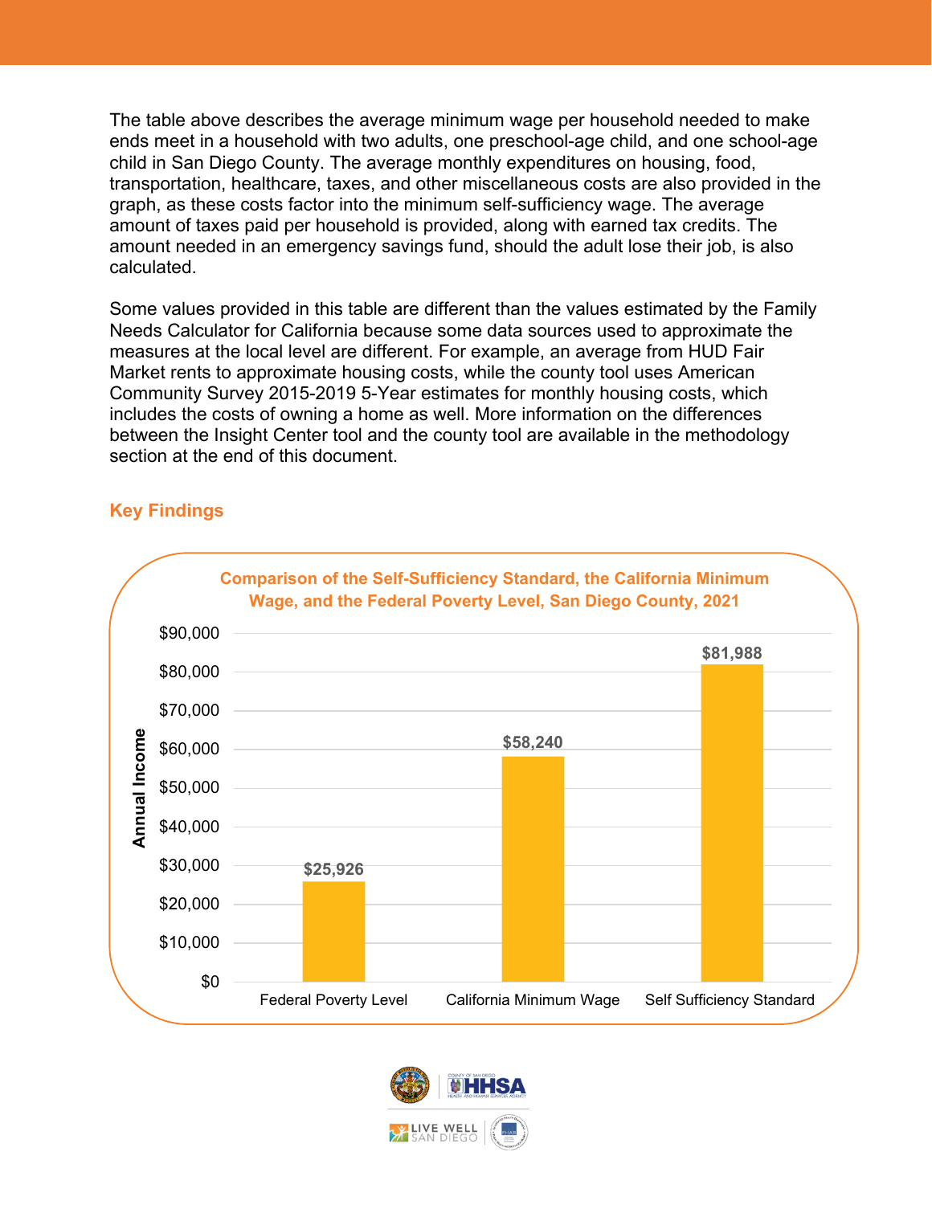The table above describes the average minimum wage per household needed to make ends meet in a household with two adults, one preschool-age child, and one school-age child in San Diego County. The average monthly expenditures on housing, food, transportation, healthcare, taxes, and other miscellaneous costs are also provided in the graph, as these costs factor into the minimum self-sufficiency wage. The average amount of taxes paid per household is provided, along with earned tax credits. The amount needed in an emergency savings fund, should the adult lose their job, is also calculated.

Some values provided in this table are different than the values estimated by the Family Needs Calculator for California because some data sources used to approximate the measures at the local level are different. For example, an average from HUD Fair Market rents to approximate housing costs, while the county tool uses American Community Survey 2015-2019 5-Year estimates for monthly housing costs, which includes the costs of owning a home as well. More information on the differences between the Insight Center tool and the county tool are available in the methodology section at the end of this document.

## Key Findings

**Comparison of the Self-Sufficiency Standard, the California Minimum Wage, and the Federal Poverty Level, San Diego County, 2021**

| | Annual Income |
|---|---|
| Federal Poverty Level | $25,926 |
| California Minimum Wage | $58,240 |
| Self Sufficiency Standard | $81,988 |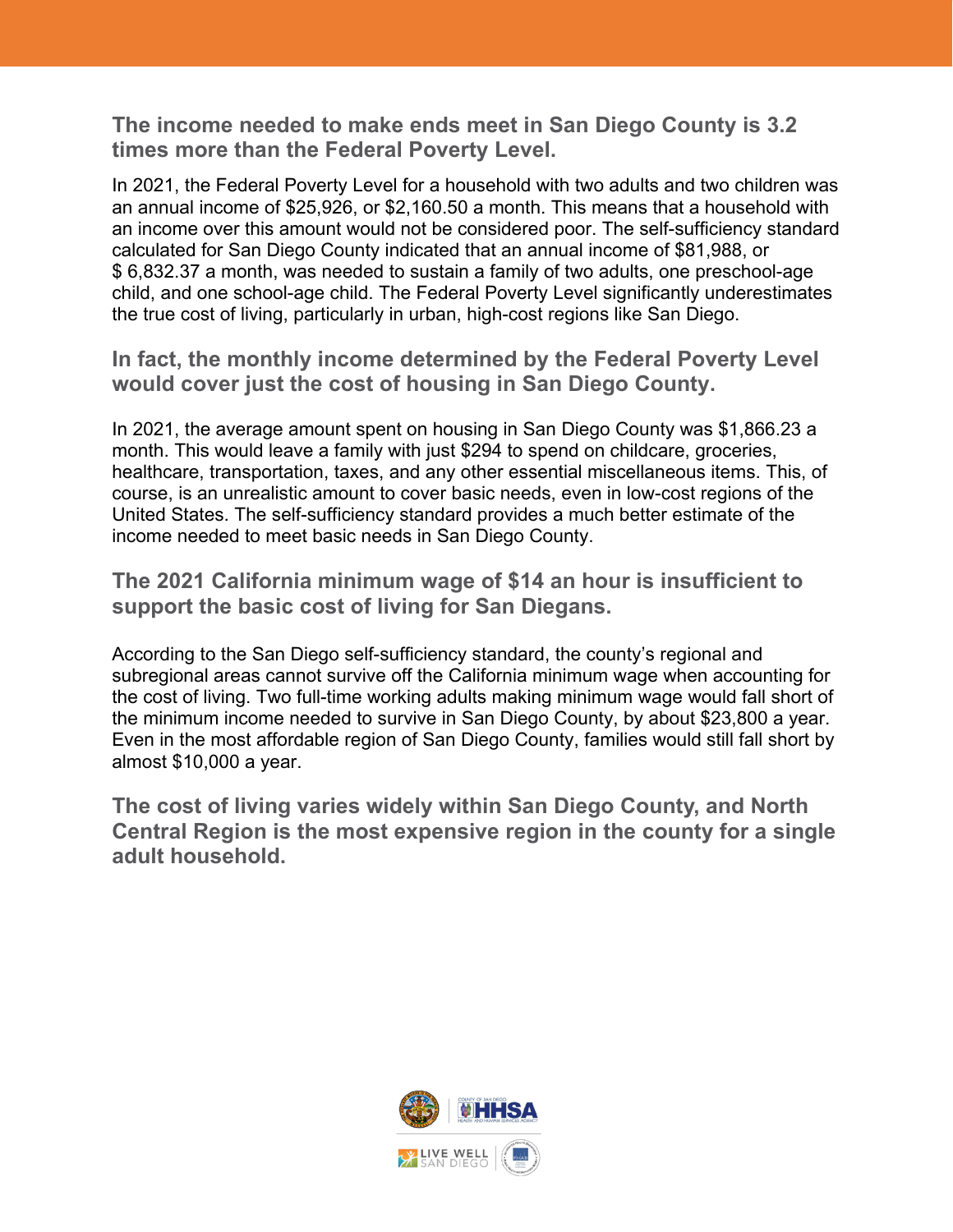## The income needed to make ends meet in San Diego County is 3.2 times more than the Federal Poverty Level.

In 2021, the Federal Poverty Level for a household with two adults and two children was an annual income of $25,926, or $2,160.50 a month. This means that a household with an income over this amount would not be considered poor. The self-sufficiency standard calculated for San Diego County indicated that an annual income of $81,988, or $ 6,832.37 a month, was needed to sustain a family of two adults, one preschool-age child, and one school-age child. The Federal Poverty Level significantly underestimates the true cost of living, particularly in urban, high-cost regions like San Diego.

## In fact, the monthly income determined by the Federal Poverty Level would cover just the cost of housing in San Diego County.

In 2021, the average amount spent on housing in San Diego County was $1,866.23 a month. This would leave a family with just $294 to spend on childcare, groceries, healthcare, transportation, taxes, and any other essential miscellaneous items. This, of course, is an unrealistic amount to cover basic needs, even in low-cost regions of the United States. The self-sufficiency standard provides a much better estimate of the income needed to meet basic needs in San Diego County.

## The 2021 California minimum wage of $14 an hour is insufficient to support the basic cost of living for San Diegans.

According to the San Diego self-sufficiency standard, the county's regional and subregional areas cannot survive off the California minimum wage when accounting for the cost of living. Two full-time working adults making minimum wage would fall short of the minimum income needed to survive in San Diego County, by about $23,800 a year. Even in the most affordable region of San Diego County, families would still fall short by almost $10,000 a year.

## The cost of living varies widely within San Diego County, and North Central Region is the most expensive region in the county for a single adult household.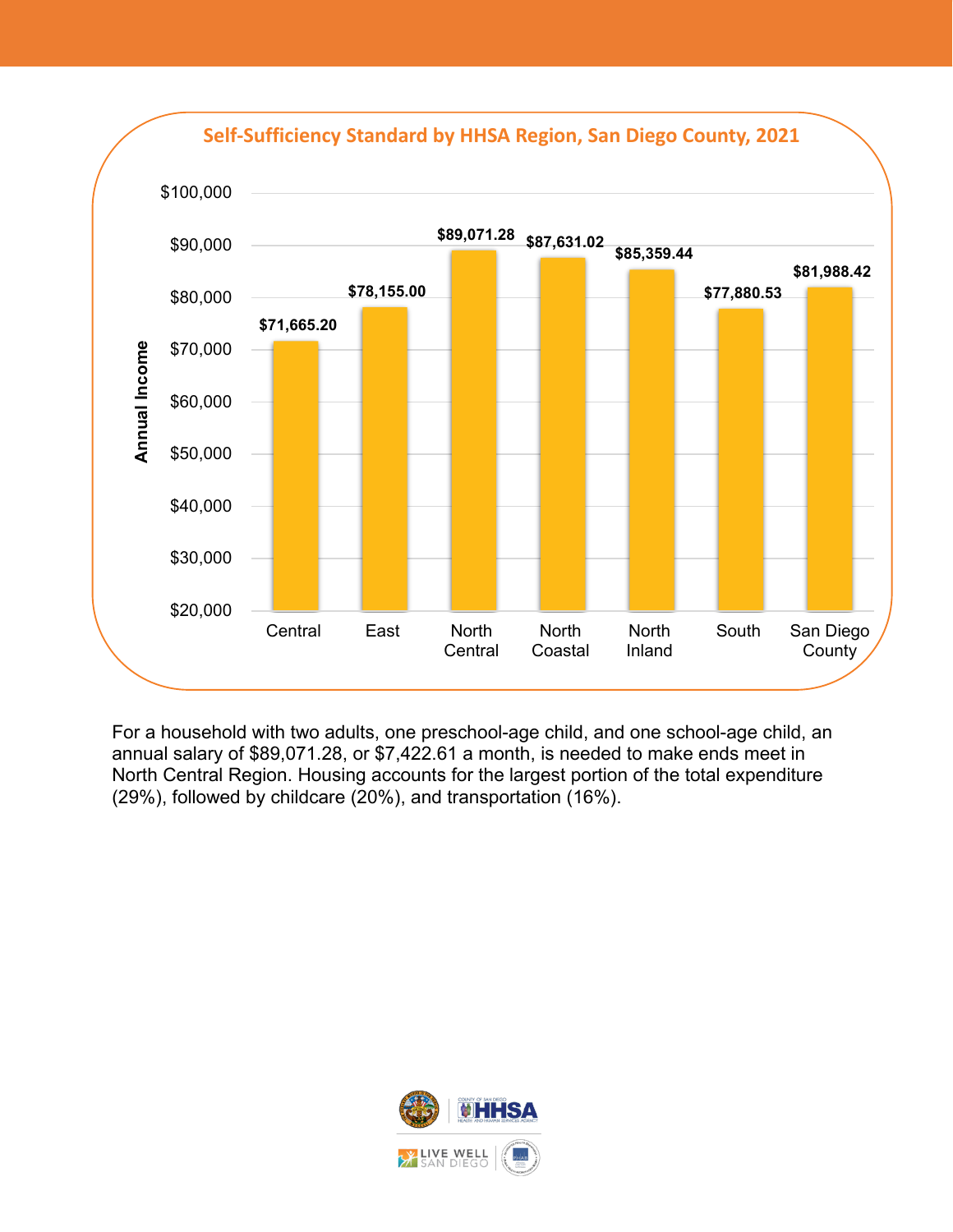**Self-Sufficiency Standard by HHSA Region, San Diego County, 2021**

| Region | Annual Income |
| --- | --- |
| Central | $71,665.20 |
| East | $78,155.00 |
| North Central | $89,071.28 |
| North Coastal | $87,631.02 |
| North Inland | $85,359.44 |
| South | $77,880.53 |
| San Diego County | $81,988.42 |

For a household with two adults, one preschool-age child, and one school-age child, an annual salary of $89,071.28, or $7,422.61 a month, is needed to make ends meet in North Central Region. Housing accounts for the largest portion of the total expenditure (29%), followed by childcare (20%), and transportation (16%).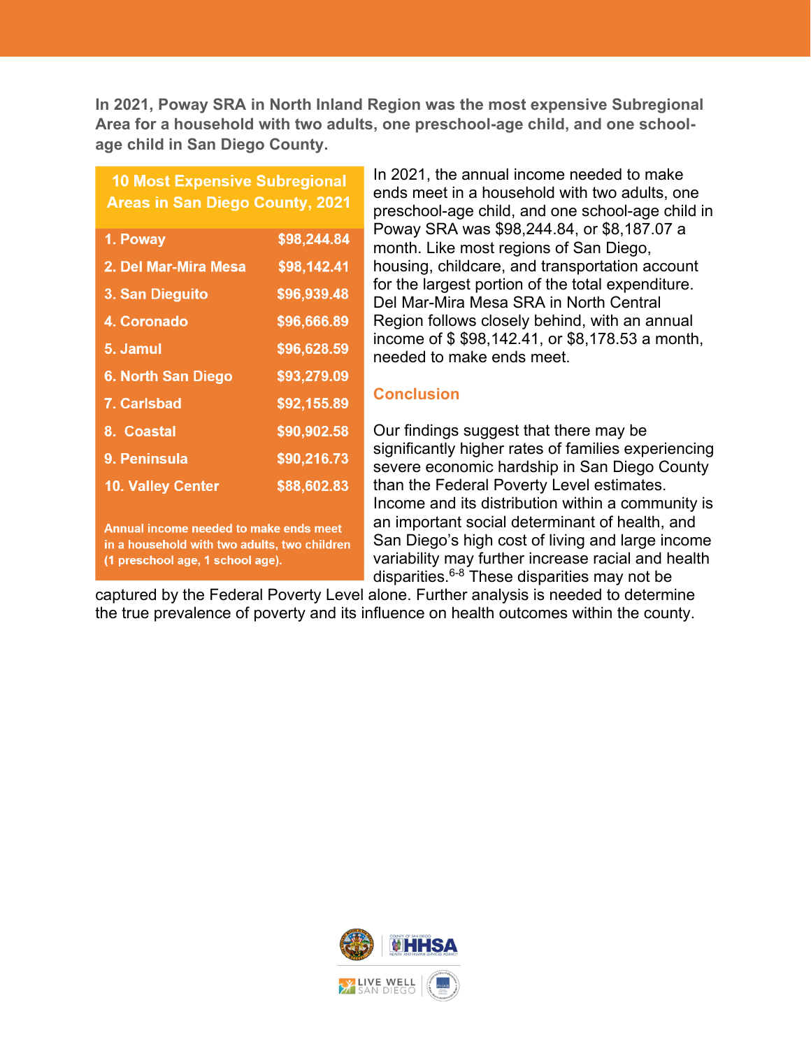**In 2021, Poway SRA in North Inland Region was the most expensive Subregional Area for a household with two adults, one preschool-age child, and one school-age child in San Diego County.**

| 10 Most Expensive Subregional Areas in San Diego County, 2021 | |
|---|---|
| 1. Poway | $98,244.84 |
| 2. Del Mar-Mira Mesa | $98,142.41 |
| 3. San Dieguito | $96,939.48 |
| 4. Coronado | $96,666.89 |
| 5. Jamul | $96,628.59 |
| 6. North San Diego | $93,279.09 |
| 7. Carlsbad | $92,155.89 |
| 8. Coastal | $90,902.58 |
| 9. Peninsula | $90,216.73 |
| 10. Valley Center | $88,602.83 |

Annual income needed to make ends meet in a household with two adults, two children (1 preschool age, 1 school age).

In 2021, the annual income needed to make ends meet in a household with two adults, one preschool-age child, and one school-age child in Poway SRA was $98,244.84, or $8,187.07 a month. Like most regions of San Diego, housing, childcare, and transportation account for the largest portion of the total expenditure. Del Mar-Mira Mesa SRA in North Central Region follows closely behind, with an annual income of $ $98,142.41, or $8,178.53 a month, needed to make ends meet.

## Conclusion

Our findings suggest that there may be significantly higher rates of families experiencing severe economic hardship in San Diego County than the Federal Poverty Level estimates. Income and its distribution within a community is an important social determinant of health, and San Diego's high cost of living and large income variability may further increase racial and health disparities.[6-8] These disparities may not be captured by the Federal Poverty Level alone. Further analysis is needed to determine the true prevalence of poverty and its influence on health outcomes within the county.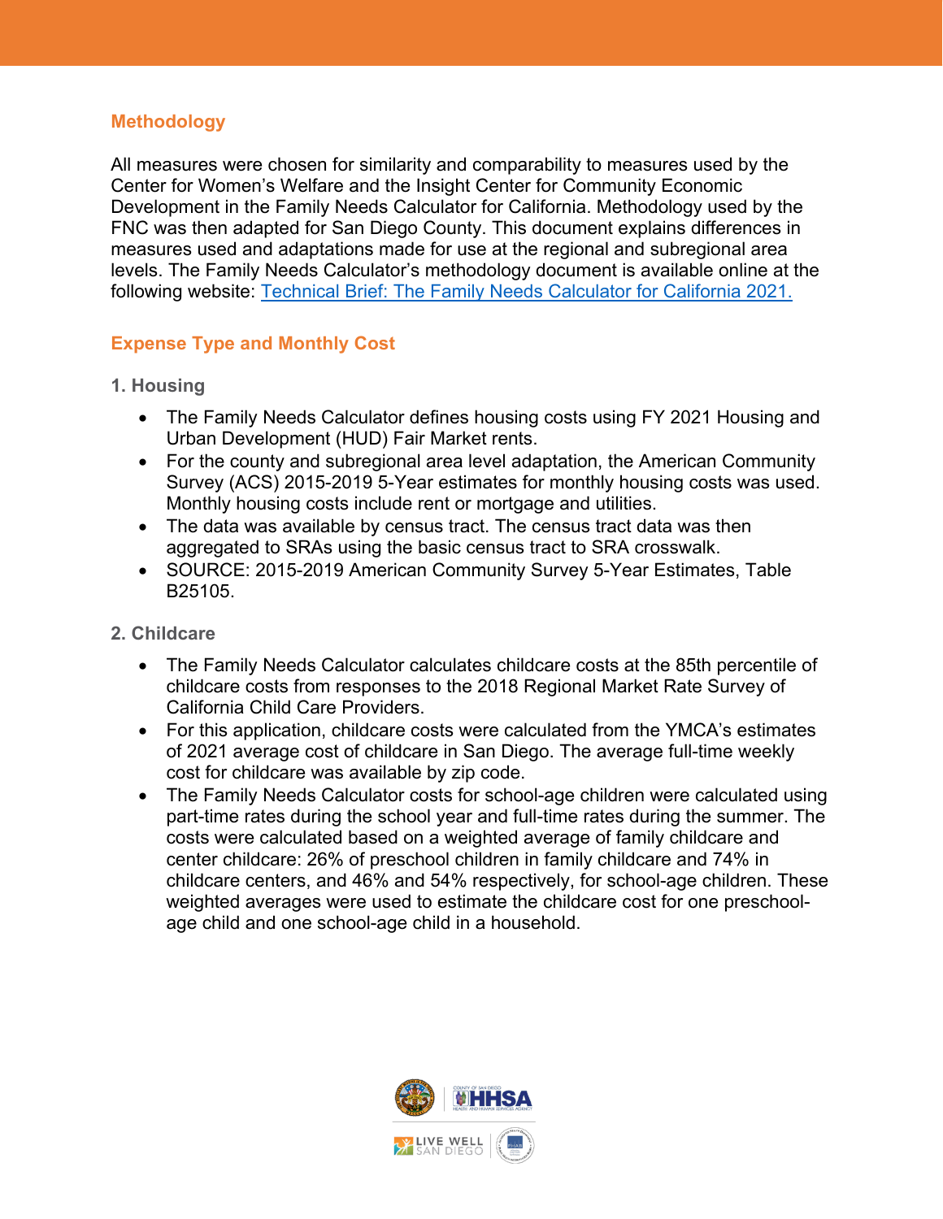## Methodology

All measures were chosen for similarity and comparability to measures used by the Center for Women's Welfare and the Insight Center for Community Economic Development in the Family Needs Calculator for California. Methodology used by the FNC was then adapted for San Diego County. This document explains differences in measures used and adaptations made for use at the regional and subregional area levels. The Family Needs Calculator's methodology document is available online at the following website: Technical Brief: The Family Needs Calculator for California 2021.

## Expense Type and Monthly Cost

### 1. Housing

- The Family Needs Calculator defines housing costs using FY 2021 Housing and Urban Development (HUD) Fair Market rents.
- For the county and subregional area level adaptation, the American Community Survey (ACS) 2015-2019 5-Year estimates for monthly housing costs was used. Monthly housing costs include rent or mortgage and utilities.
- The data was available by census tract. The census tract data was then aggregated to SRAs using the basic census tract to SRA crosswalk.
- SOURCE: 2015-2019 American Community Survey 5-Year Estimates, Table B25105.

### 2. Childcare

- The Family Needs Calculator calculates childcare costs at the 85th percentile of childcare costs from responses to the 2018 Regional Market Rate Survey of California Child Care Providers.
- For this application, childcare costs were calculated from the YMCA's estimates of 2021 average cost of childcare in San Diego. The average full-time weekly cost for childcare was available by zip code.
- The Family Needs Calculator costs for school-age children were calculated using part-time rates during the school year and full-time rates during the summer. The costs were calculated based on a weighted average of family childcare and center childcare: 26% of preschool children in family childcare and 74% in childcare centers, and 46% and 54% respectively, for school-age children. These weighted averages were used to estimate the childcare cost for one preschool-age child and one school-age child in a household.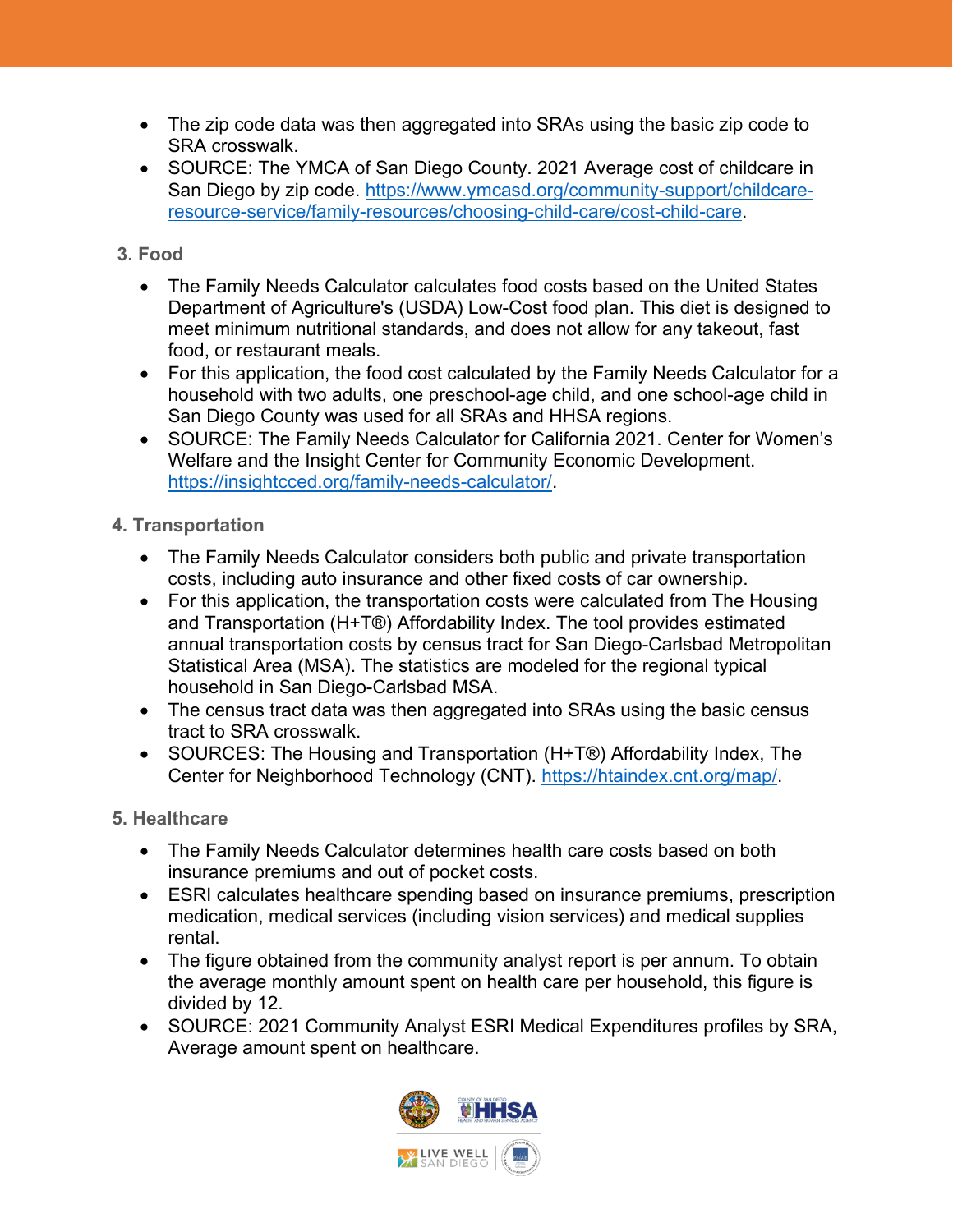- The zip code data was then aggregated into SRAs using the basic zip code to SRA crosswalk.
- SOURCE: The YMCA of San Diego County. 2021 Average cost of childcare in San Diego by zip code. https://www.ymcasd.org/community-support/childcare-resource-service/family-resources/choosing-child-care/cost-child-care.

### 3. Food

- The Family Needs Calculator calculates food costs based on the United States Department of Agriculture's (USDA) Low-Cost food plan. This diet is designed to meet minimum nutritional standards, and does not allow for any takeout, fast food, or restaurant meals.
- For this application, the food cost calculated by the Family Needs Calculator for a household with two adults, one preschool-age child, and one school-age child in San Diego County was used for all SRAs and HHSA regions.
- SOURCE: The Family Needs Calculator for California 2021. Center for Women's Welfare and the Insight Center for Community Economic Development. https://insightcced.org/family-needs-calculator/.

### 4. Transportation

- The Family Needs Calculator considers both public and private transportation costs, including auto insurance and other fixed costs of car ownership.
- For this application, the transportation costs were calculated from The Housing and Transportation (H+T®) Affordability Index. The tool provides estimated annual transportation costs by census tract for San Diego-Carlsbad Metropolitan Statistical Area (MSA). The statistics are modeled for the regional typical household in San Diego-Carlsbad MSA.
- The census tract data was then aggregated into SRAs using the basic census tract to SRA crosswalk.
- SOURCES: The Housing and Transportation (H+T®) Affordability Index, The Center for Neighborhood Technology (CNT). https://htaindex.cnt.org/map/.

### 5. Healthcare

- The Family Needs Calculator determines health care costs based on both insurance premiums and out of pocket costs.
- ESRI calculates healthcare spending based on insurance premiums, prescription medication, medical services (including vision services) and medical supplies rental.
- The figure obtained from the community analyst report is per annum. To obtain the average monthly amount spent on health care per household, this figure is divided by 12.
- SOURCE: 2021 Community Analyst ESRI Medical Expenditures profiles by SRA, Average amount spent on healthcare.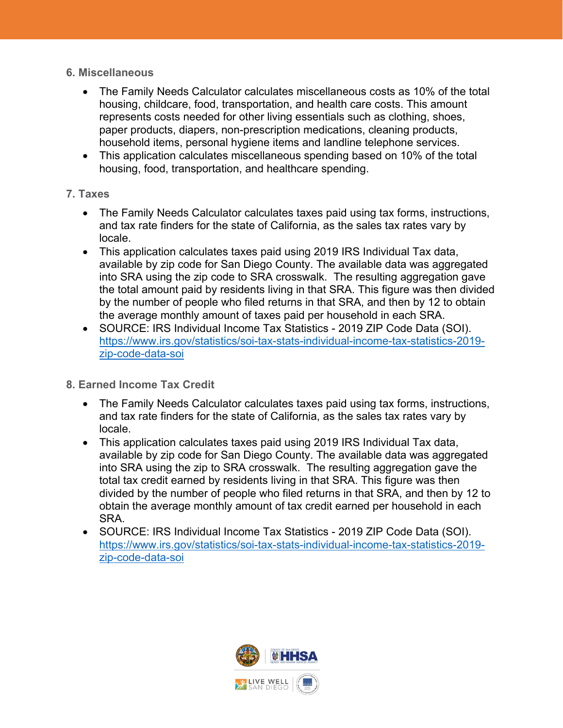### 6. Miscellaneous

- The Family Needs Calculator calculates miscellaneous costs as 10% of the total housing, childcare, food, transportation, and health care costs. This amount represents costs needed for other living essentials such as clothing, shoes, paper products, diapers, non-prescription medications, cleaning products, household items, personal hygiene items and landline telephone services.
- This application calculates miscellaneous spending based on 10% of the total housing, food, transportation, and healthcare spending.

### 7. Taxes

- The Family Needs Calculator calculates taxes paid using tax forms, instructions, and tax rate finders for the state of California, as the sales tax rates vary by locale.
- This application calculates taxes paid using 2019 IRS Individual Tax data, available by zip code for San Diego County. The available data was aggregated into SRA using the zip code to SRA crosswalk. The resulting aggregation gave the total amount paid by residents living in that SRA. This figure was then divided by the number of people who filed returns in that SRA, and then by 12 to obtain the average monthly amount of taxes paid per household in each SRA.
- SOURCE: IRS Individual Income Tax Statistics - 2019 ZIP Code Data (SOI). https://www.irs.gov/statistics/soi-tax-stats-individual-income-tax-statistics-2019-zip-code-data-soi

### 8. Earned Income Tax Credit

- The Family Needs Calculator calculates taxes paid using tax forms, instructions, and tax rate finders for the state of California, as the sales tax rates vary by locale.
- This application calculates taxes paid using 2019 IRS Individual Tax data, available by zip code for San Diego County. The available data was aggregated into SRA using the zip to SRA crosswalk. The resulting aggregation gave the total tax credit earned by residents living in that SRA. This figure was then divided by the number of people who filed returns in that SRA, and then by 12 to obtain the average monthly amount of tax credit earned per household in each SRA.
- SOURCE: IRS Individual Income Tax Statistics - 2019 ZIP Code Data (SOI). https://www.irs.gov/statistics/soi-tax-stats-individual-income-tax-statistics-2019-zip-code-data-soi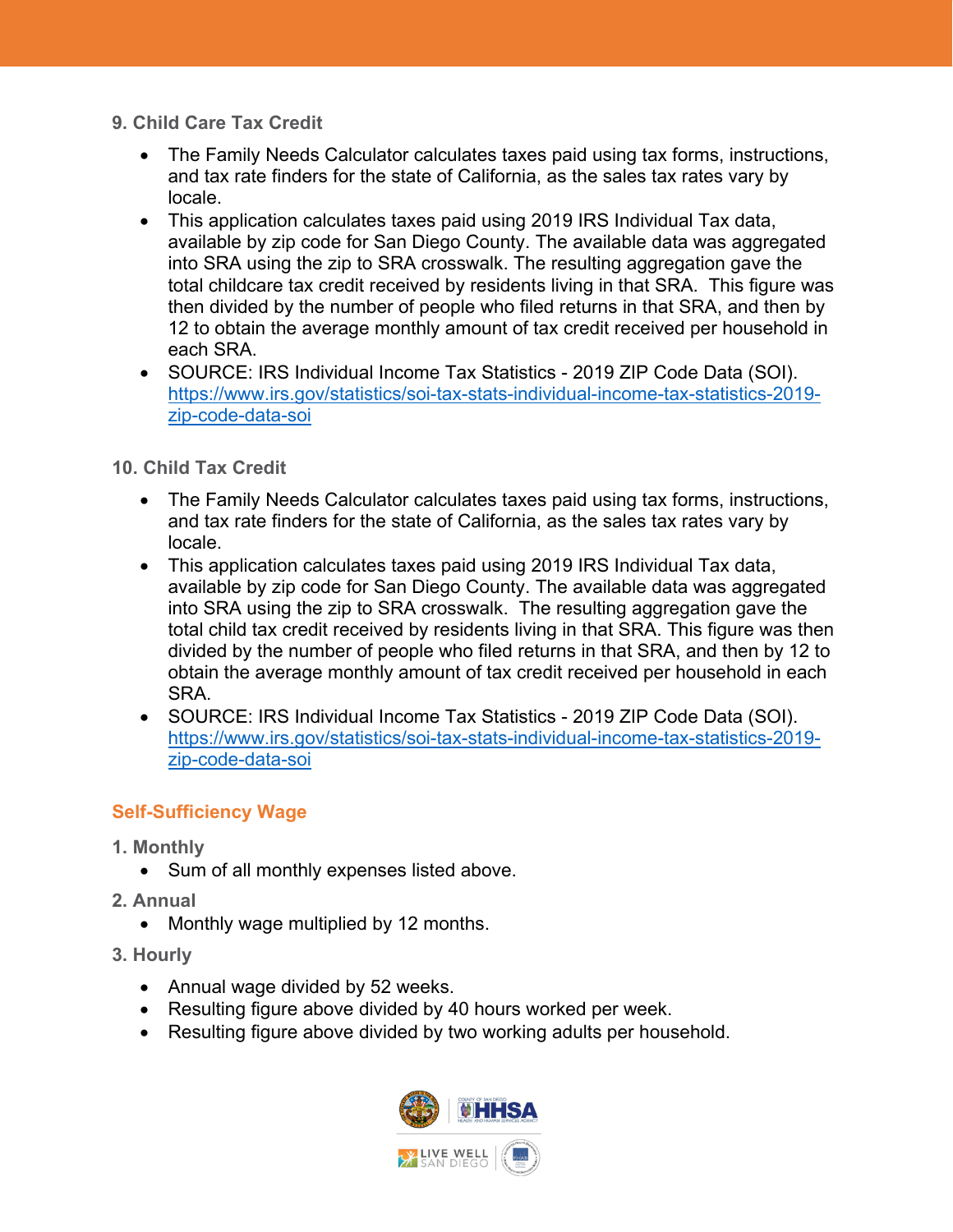### 9. Child Care Tax Credit

- The Family Needs Calculator calculates taxes paid using tax forms, instructions, and tax rate finders for the state of California, as the sales tax rates vary by locale.
- This application calculates taxes paid using 2019 IRS Individual Tax data, available by zip code for San Diego County. The available data was aggregated into SRA using the zip to SRA crosswalk. The resulting aggregation gave the total childcare tax credit received by residents living in that SRA. This figure was then divided by the number of people who filed returns in that SRA, and then by 12 to obtain the average monthly amount of tax credit received per household in each SRA.
- SOURCE: IRS Individual Income Tax Statistics - 2019 ZIP Code Data (SOI). https://www.irs.gov/statistics/soi-tax-stats-individual-income-tax-statistics-2019-zip-code-data-soi

### 10. Child Tax Credit

- The Family Needs Calculator calculates taxes paid using tax forms, instructions, and tax rate finders for the state of California, as the sales tax rates vary by locale.
- This application calculates taxes paid using 2019 IRS Individual Tax data, available by zip code for San Diego County. The available data was aggregated into SRA using the zip to SRA crosswalk. The resulting aggregation gave the total child tax credit received by residents living in that SRA. This figure was then divided by the number of people who filed returns in that SRA, and then by 12 to obtain the average monthly amount of tax credit received per household in each SRA.
- SOURCE: IRS Individual Income Tax Statistics - 2019 ZIP Code Data (SOI). https://www.irs.gov/statistics/soi-tax-stats-individual-income-tax-statistics-2019-zip-code-data-soi

## Self-Sufficiency Wage

### 1. Monthly

- Sum of all monthly expenses listed above.

### 2. Annual

- Monthly wage multiplied by 12 months.

### 3. Hourly

- Annual wage divided by 52 weeks.
- Resulting figure above divided by 40 hours worked per week.
- Resulting figure above divided by two working adults per household.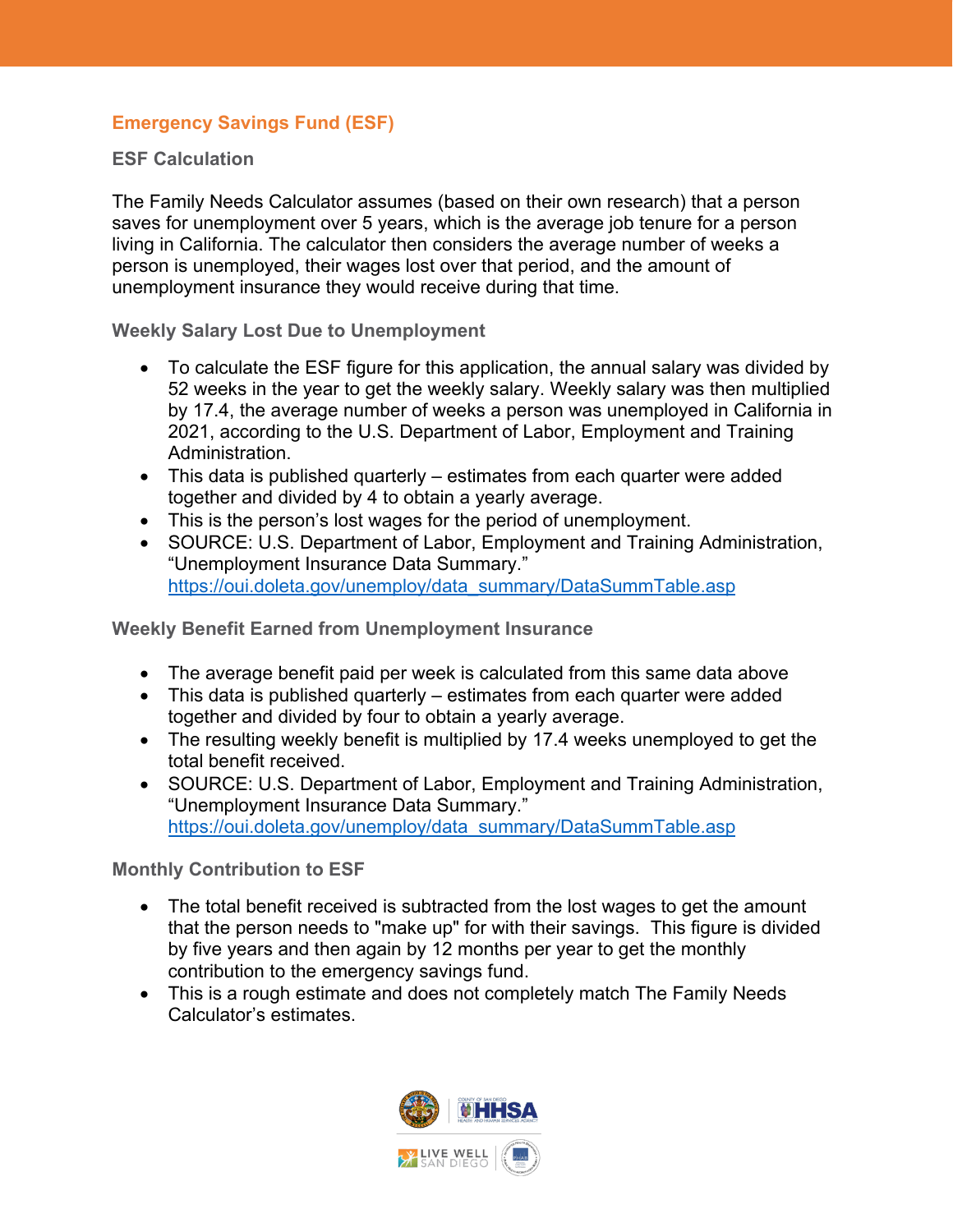## Emergency Savings Fund (ESF)

### ESF Calculation

The Family Needs Calculator assumes (based on their own research) that a person saves for unemployment over 5 years, which is the average job tenure for a person living in California. The calculator then considers the average number of weeks a person is unemployed, their wages lost over that period, and the amount of unemployment insurance they would receive during that time.

#### Weekly Salary Lost Due to Unemployment

- To calculate the ESF figure for this application, the annual salary was divided by 52 weeks in the year to get the weekly salary. Weekly salary was then multiplied by 17.4, the average number of weeks a person was unemployed in California in 2021, according to the U.S. Department of Labor, Employment and Training Administration.
- This data is published quarterly – estimates from each quarter were added together and divided by 4 to obtain a yearly average.
- This is the person's lost wages for the period of unemployment.
- SOURCE: U.S. Department of Labor, Employment and Training Administration, "Unemployment Insurance Data Summary." https://oui.doleta.gov/unemploy/data_summary/DataSummTable.asp

#### Weekly Benefit Earned from Unemployment Insurance

- The average benefit paid per week is calculated from this same data above
- This data is published quarterly – estimates from each quarter were added together and divided by four to obtain a yearly average.
- The resulting weekly benefit is multiplied by 17.4 weeks unemployed to get the total benefit received.
- SOURCE: U.S. Department of Labor, Employment and Training Administration, "Unemployment Insurance Data Summary." https://oui.doleta.gov/unemploy/data_summary/DataSummTable.asp

#### Monthly Contribution to ESF

- The total benefit received is subtracted from the lost wages to get the amount that the person needs to "make up" for with their savings. This figure is divided by five years and then again by 12 months per year to get the monthly contribution to the emergency savings fund.
- This is a rough estimate and does not completely match The Family Needs Calculator's estimates.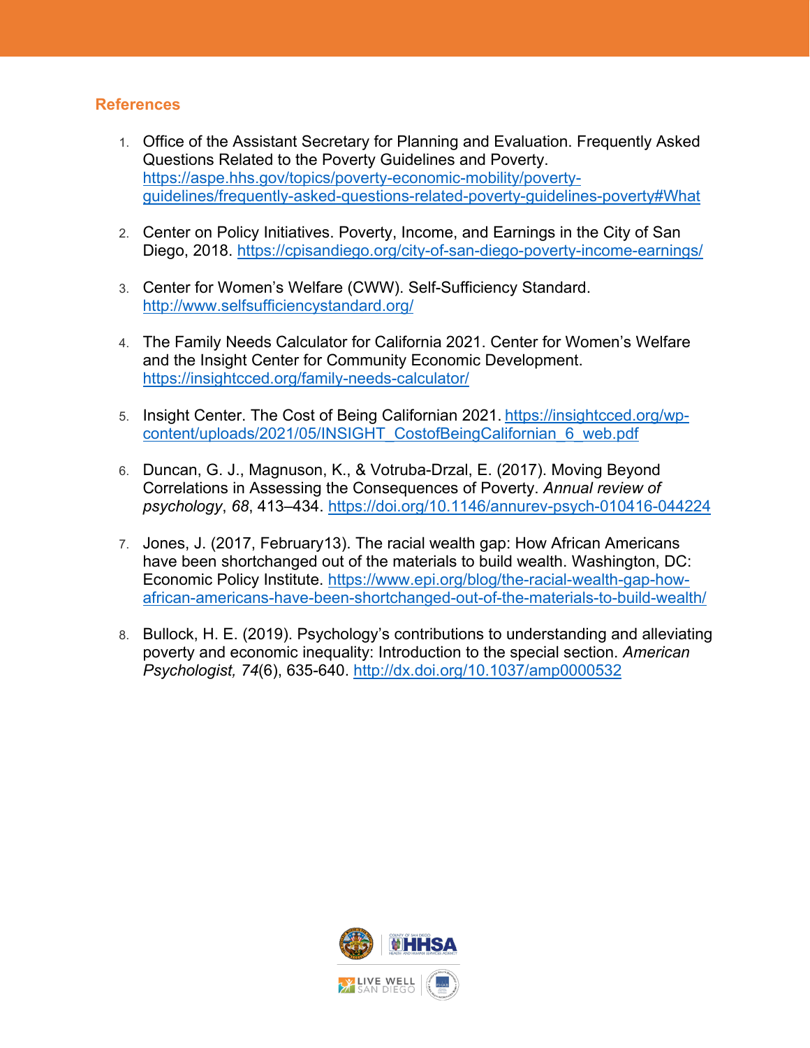## References

1. Office of the Assistant Secretary for Planning and Evaluation. Frequently Asked Questions Related to the Poverty Guidelines and Poverty. https://aspe.hhs.gov/topics/poverty-economic-mobility/poverty-guidelines/frequently-asked-questions-related-poverty-guidelines-poverty#What

2. Center on Policy Initiatives. Poverty, Income, and Earnings in the City of San Diego, 2018. https://cpisandiego.org/city-of-san-diego-poverty-income-earnings/

3. Center for Women's Welfare (CWW). Self-Sufficiency Standard. http://www.selfsufficiencystandard.org/

4. The Family Needs Calculator for California 2021. Center for Women's Welfare and the Insight Center for Community Economic Development. https://insightcced.org/family-needs-calculator/

5. Insight Center. The Cost of Being Californian 2021. https://insightcced.org/wp-content/uploads/2021/05/INSIGHT_CostofBeingCalifornian_6_web.pdf

6. Duncan, G. J., Magnuson, K., & Votruba-Drzal, E. (2017). Moving Beyond Correlations in Assessing the Consequences of Poverty. *Annual review of psychology*, *68*, 413–434. https://doi.org/10.1146/annurev-psych-010416-044224

7. Jones, J. (2017, February13). The racial wealth gap: How African Americans have been shortchanged out of the materials to build wealth. Washington, DC: Economic Policy Institute. https://www.epi.org/blog/the-racial-wealth-gap-how-african-americans-have-been-shortchanged-out-of-the-materials-to-build-wealth/

8. Bullock, H. E. (2019). Psychology's contributions to understanding and alleviating poverty and economic inequality: Introduction to the special section. *American Psychologist, 74*(6), 635-640. http://dx.doi.org/10.1037/amp0000532